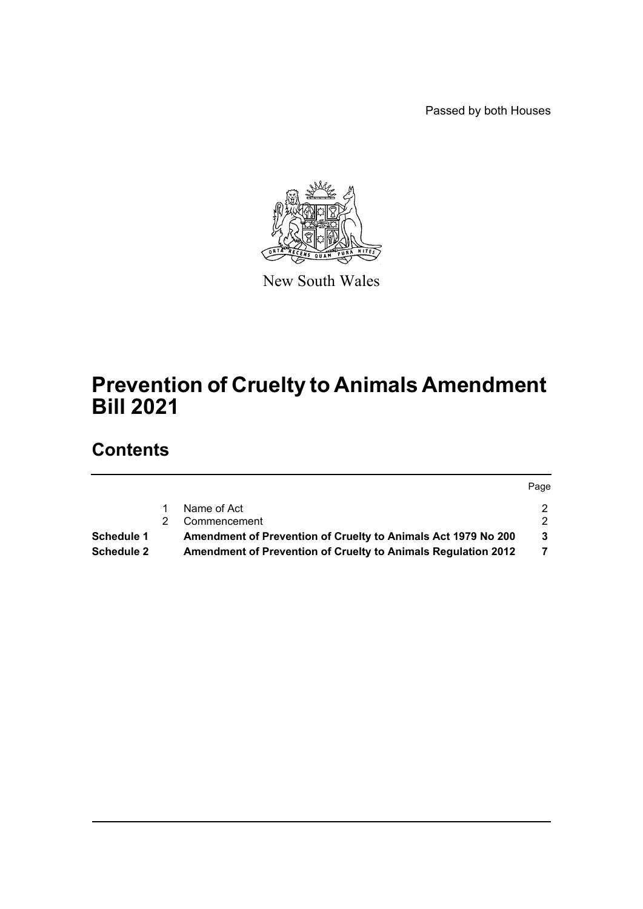Passed by both Houses

New South Wales

# Prevention of Cruelty to Animals Amendment Bill 2021

## Contents

| | | | Page |
|---|---|---|---|
| | 1 | Name of Act | 2 |
| | 2 | Commencement | 2 |
| **Schedule 1** | | **Amendment of Prevention of Cruelty to Animals Act 1979 No 200** | **3** |
| **Schedule 2** | | **Amendment of Prevention of Cruelty to Animals Regulation 2012** | **7** |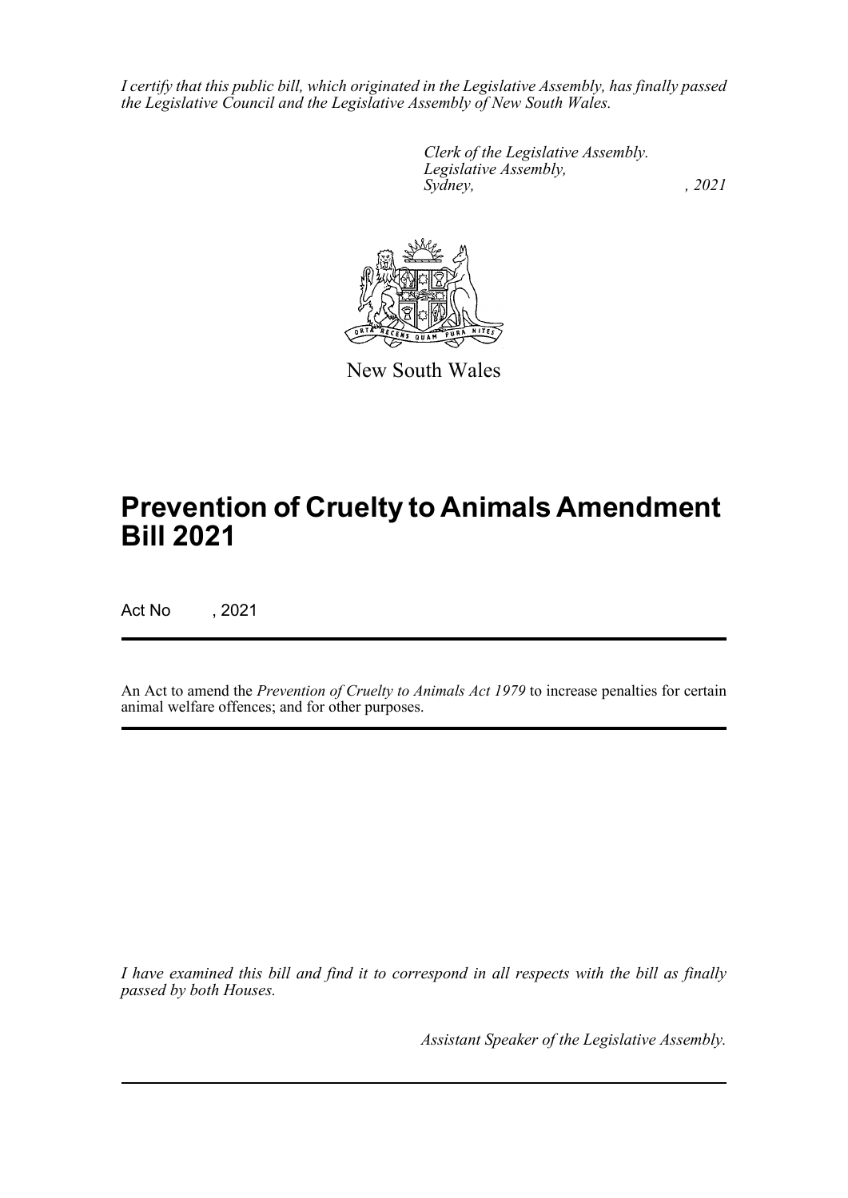*I certify that this public bill, which originated in the Legislative Assembly, has finally passed the Legislative Council and the Legislative Assembly of New South Wales.*

*Clerk of the Legislative Assembly.*
*Legislative Assembly,*
*Sydney, , 2021*

New South Wales

# Prevention of Cruelty to Animals Amendment Bill 2021

Act No , 2021

An Act to amend the *Prevention of Cruelty to Animals Act 1979* to increase penalties for certain animal welfare offences; and for other purposes.

*I have examined this bill and find it to correspond in all respects with the bill as finally passed by both Houses.*

*Assistant Speaker of the Legislative Assembly.*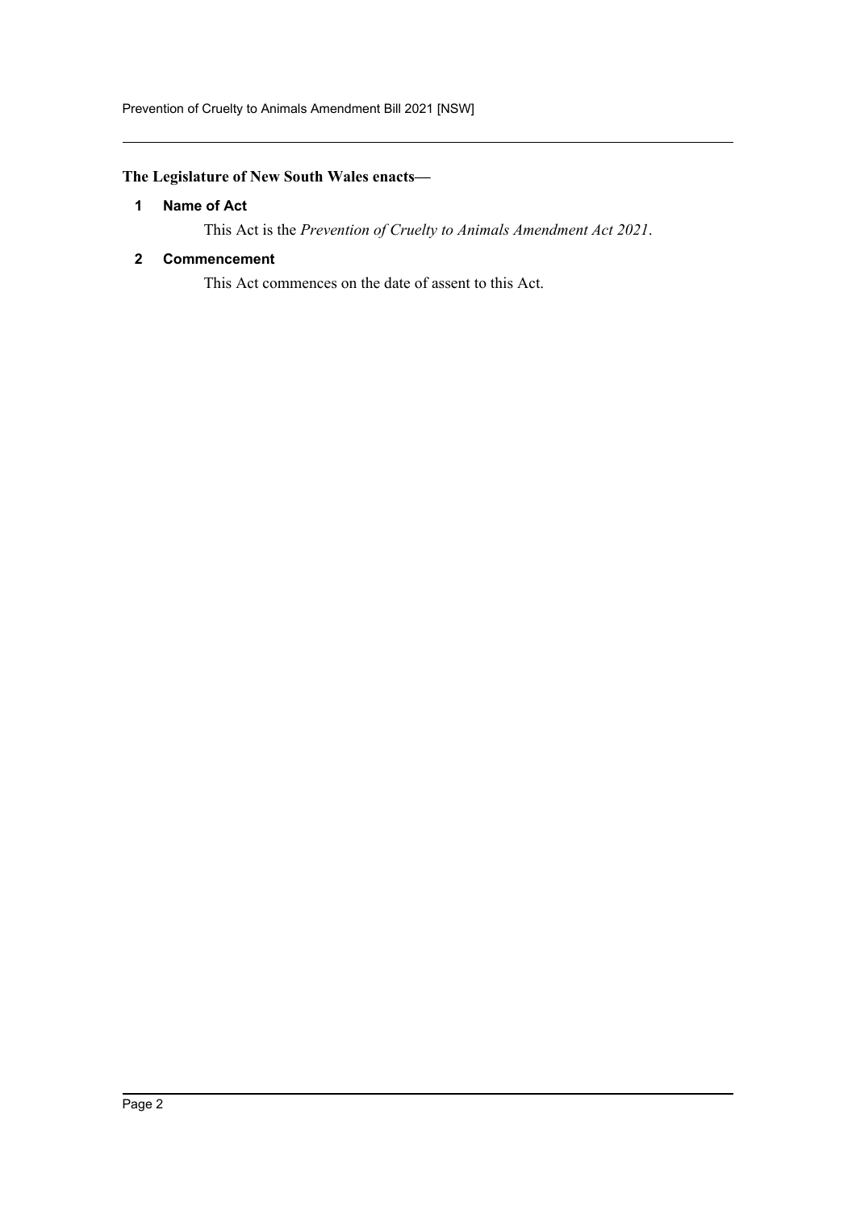**The Legislature of New South Wales enacts—**

### 1 Name of Act

This Act is the *Prevention of Cruelty to Animals Amendment Act 2021*.

### 2 Commencement

This Act commences on the date of assent to this Act.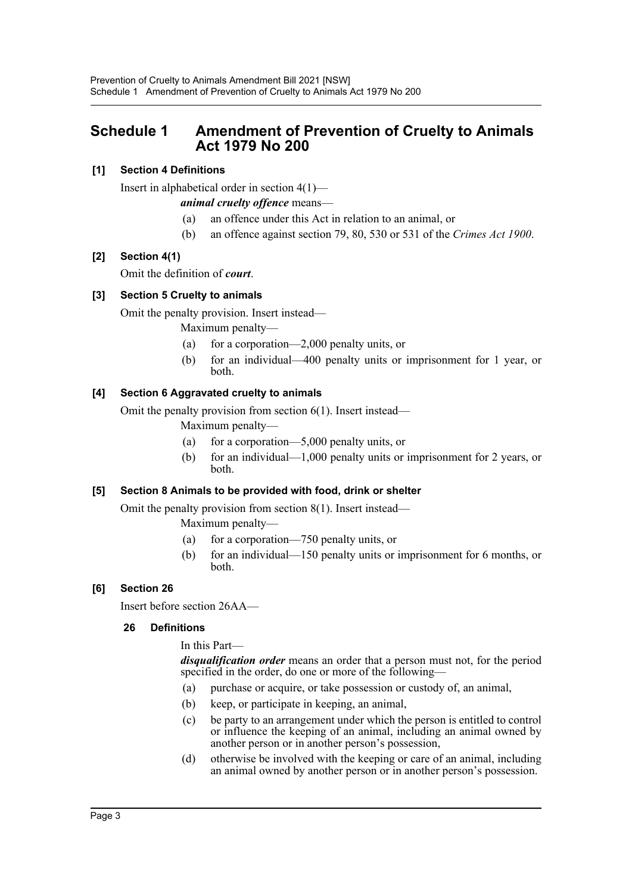## Schedule 1 Amendment of Prevention of Cruelty to Animals Act 1979 No 200

### [1] Section 4 Definitions

Insert in alphabetical order in section 4(1)—

***animal cruelty offence*** means—

(a) an offence under this Act in relation to an animal, or

(b) an offence against section 79, 80, 530 or 531 of the *Crimes Act 1900*.

### [2] Section 4(1)

Omit the definition of ***court***.

### [3] Section 5 Cruelty to animals

Omit the penalty provision. Insert instead—

Maximum penalty—

(a) for a corporation—2,000 penalty units, or

(b) for an individual—400 penalty units or imprisonment for 1 year, or both.

### [4] Section 6 Aggravated cruelty to animals

Omit the penalty provision from section 6(1). Insert instead—

Maximum penalty—

(a) for a corporation—5,000 penalty units, or

(b) for an individual—1,000 penalty units or imprisonment for 2 years, or both.

### [5] Section 8 Animals to be provided with food, drink or shelter

Omit the penalty provision from section 8(1). Insert instead—

Maximum penalty—

(a) for a corporation—750 penalty units, or

(b) for an individual—150 penalty units or imprisonment for 6 months, or both.

### [6] Section 26

Insert before section 26AA—

#### 26 Definitions

In this Part—

***disqualification order*** means an order that a person must not, for the period specified in the order, do one or more of the following—

(a) purchase or acquire, or take possession or custody of, an animal,

(b) keep, or participate in keeping, an animal,

(c) be party to an arrangement under which the person is entitled to control or influence the keeping of an animal, including an animal owned by another person or in another person's possession,

(d) otherwise be involved with the keeping or care of an animal, including an animal owned by another person or in another person's possession.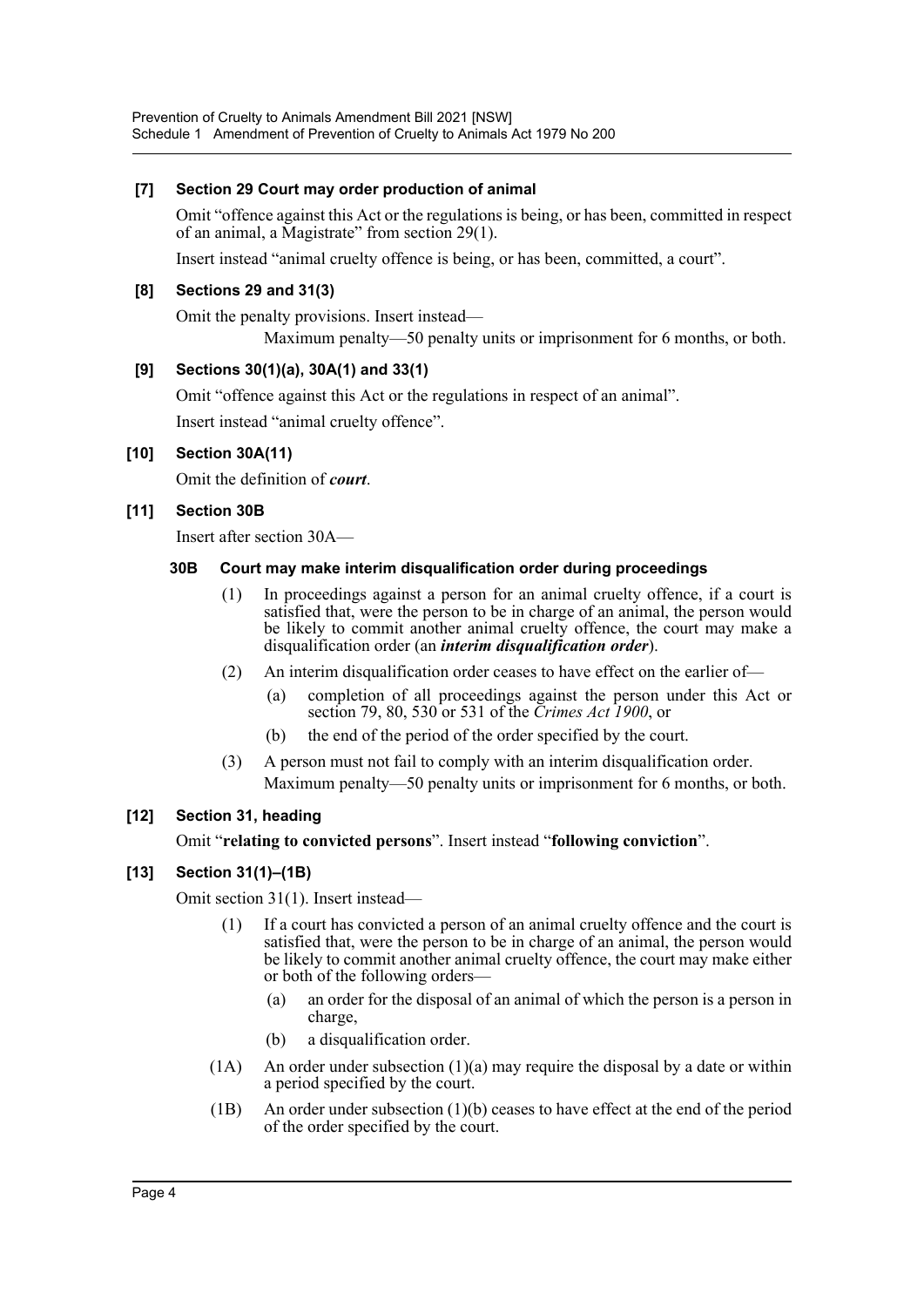### [7] Section 29 Court may order production of animal

Omit "offence against this Act or the regulations is being, or has been, committed in respect of an animal, a Magistrate" from section 29(1).

Insert instead "animal cruelty offence is being, or has been, committed, a court".

### [8] Sections 29 and 31(3)

Omit the penalty provisions. Insert instead—

Maximum penalty—50 penalty units or imprisonment for 6 months, or both.

### [9] Sections 30(1)(a), 30A(1) and 33(1)

Omit "offence against this Act or the regulations in respect of an animal".

Insert instead "animal cruelty offence".

### [10] Section 30A(11)

Omit the definition of ***court***.

### [11] Section 30B

Insert after section 30A—

#### 30B Court may make interim disqualification order during proceedings

(1) In proceedings against a person for an animal cruelty offence, if a court is satisfied that, were the person to be in charge of an animal, the person would be likely to commit another animal cruelty offence, the court may make a disqualification order (an ***interim disqualification order***).

(2) An interim disqualification order ceases to have effect on the earlier of—

(a) completion of all proceedings against the person under this Act or section 79, 80, 530 or 531 of the *Crimes Act 1900*, or

(b) the end of the period of the order specified by the court.

(3) A person must not fail to comply with an interim disqualification order.

Maximum penalty—50 penalty units or imprisonment for 6 months, or both.

### [12] Section 31, heading

Omit "**relating to convicted persons**". Insert instead "**following conviction**".

### [13] Section 31(1)–(1B)

Omit section 31(1). Insert instead—

(1) If a court has convicted a person of an animal cruelty offence and the court is satisfied that, were the person to be in charge of an animal, the person would be likely to commit another animal cruelty offence, the court may make either or both of the following orders—

(a) an order for the disposal of an animal of which the person is a person in charge,

(b) a disqualification order.

(1A) An order under subsection (1)(a) may require the disposal by a date or within a period specified by the court.

(1B) An order under subsection (1)(b) ceases to have effect at the end of the period of the order specified by the court.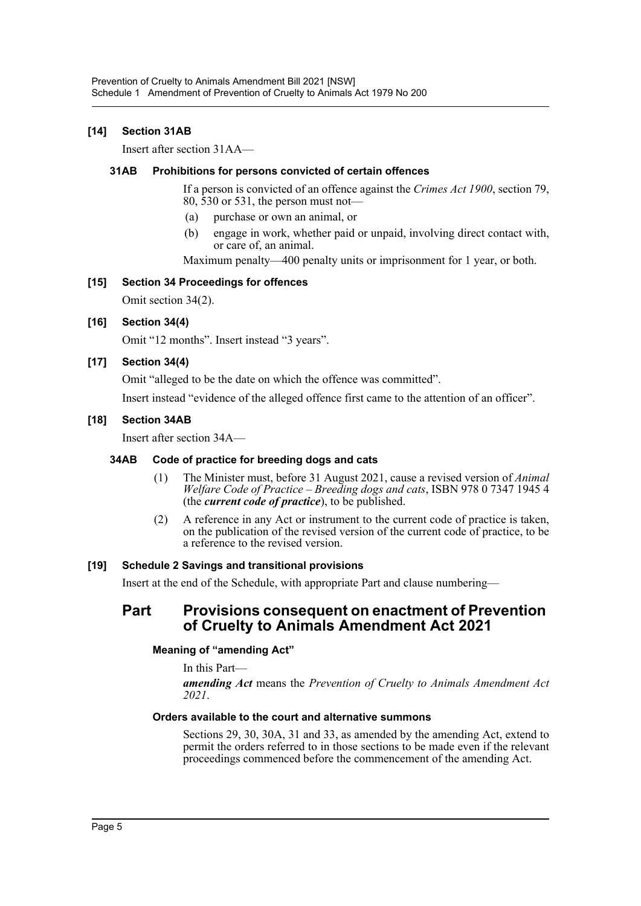### [14] Section 31AB

Insert after section 31AA—

#### 31AB Prohibitions for persons convicted of certain offences

If a person is convicted of an offence against the *Crimes Act 1900*, section 79, 80, 530 or 531, the person must not—

(a) purchase or own an animal, or

(b) engage in work, whether paid or unpaid, involving direct contact with, or care of, an animal.

Maximum penalty—400 penalty units or imprisonment for 1 year, or both.

### [15] Section 34 Proceedings for offences

Omit section 34(2).

### [16] Section 34(4)

Omit "12 months". Insert instead "3 years".

### [17] Section 34(4)

Omit "alleged to be the date on which the offence was committed".

Insert instead "evidence of the alleged offence first came to the attention of an officer".

### [18] Section 34AB

Insert after section 34A—

#### 34AB Code of practice for breeding dogs and cats

(1) The Minister must, before 31 August 2021, cause a revised version of *Animal Welfare Code of Practice – Breeding dogs and cats*, ISBN 978 0 7347 1945 4 (the ***current code of practice***), to be published.

(2) A reference in any Act or instrument to the current code of practice is taken, on the publication of the revised version of the current code of practice, to be a reference to the revised version.

### [19] Schedule 2 Savings and transitional provisions

Insert at the end of the Schedule, with appropriate Part and clause numbering—

## Part Provisions consequent on enactment of Prevention of Cruelty to Animals Amendment Act 2021

#### Meaning of "amending Act"

In this Part—

***amending Act*** means the *Prevention of Cruelty to Animals Amendment Act 2021*.

#### Orders available to the court and alternative summons

Sections 29, 30, 30A, 31 and 33, as amended by the amending Act, extend to permit the orders referred to in those sections to be made even if the relevant proceedings commenced before the commencement of the amending Act.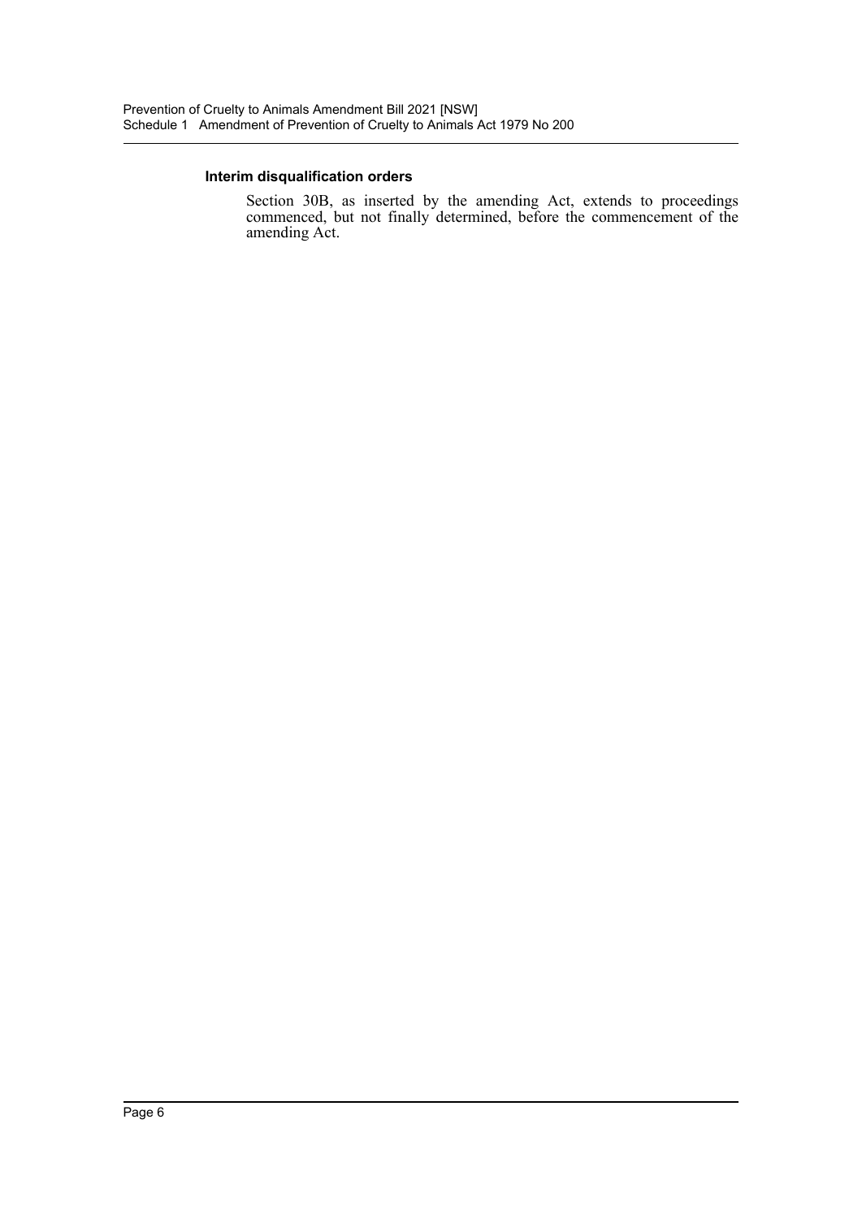#### Interim disqualification orders

Section 30B, as inserted by the amending Act, extends to proceedings commenced, but not finally determined, before the commencement of the amending Act.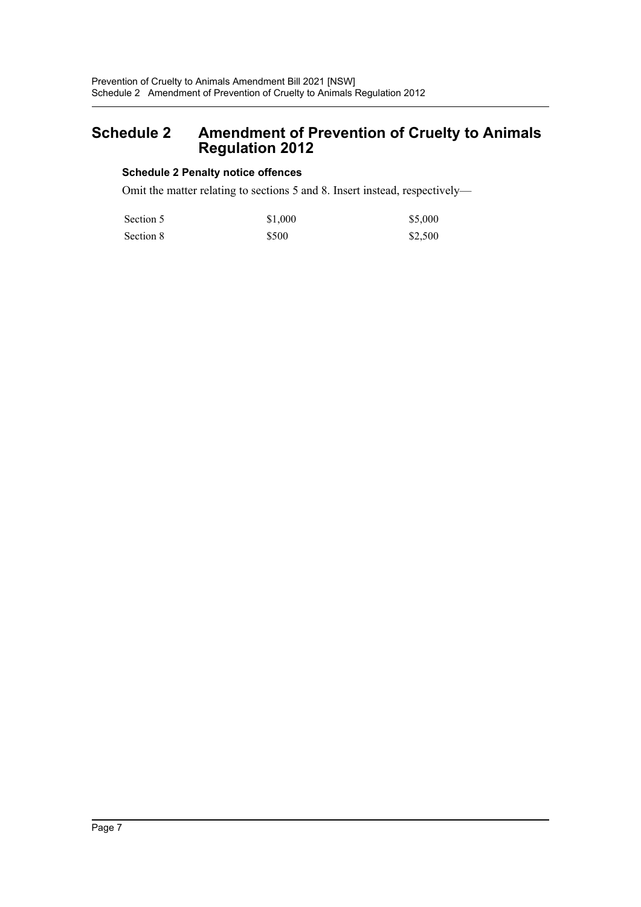# Schedule 2 Amendment of Prevention of Cruelty to Animals Regulation 2012

### Schedule 2 Penalty notice offences

Omit the matter relating to sections 5 and 8. Insert instead, respectively—

| | | |
|---|---|---|
| Section 5 | \$1,000 | \$5,000 |
| Section 8 | \$500 | \$2,500 |